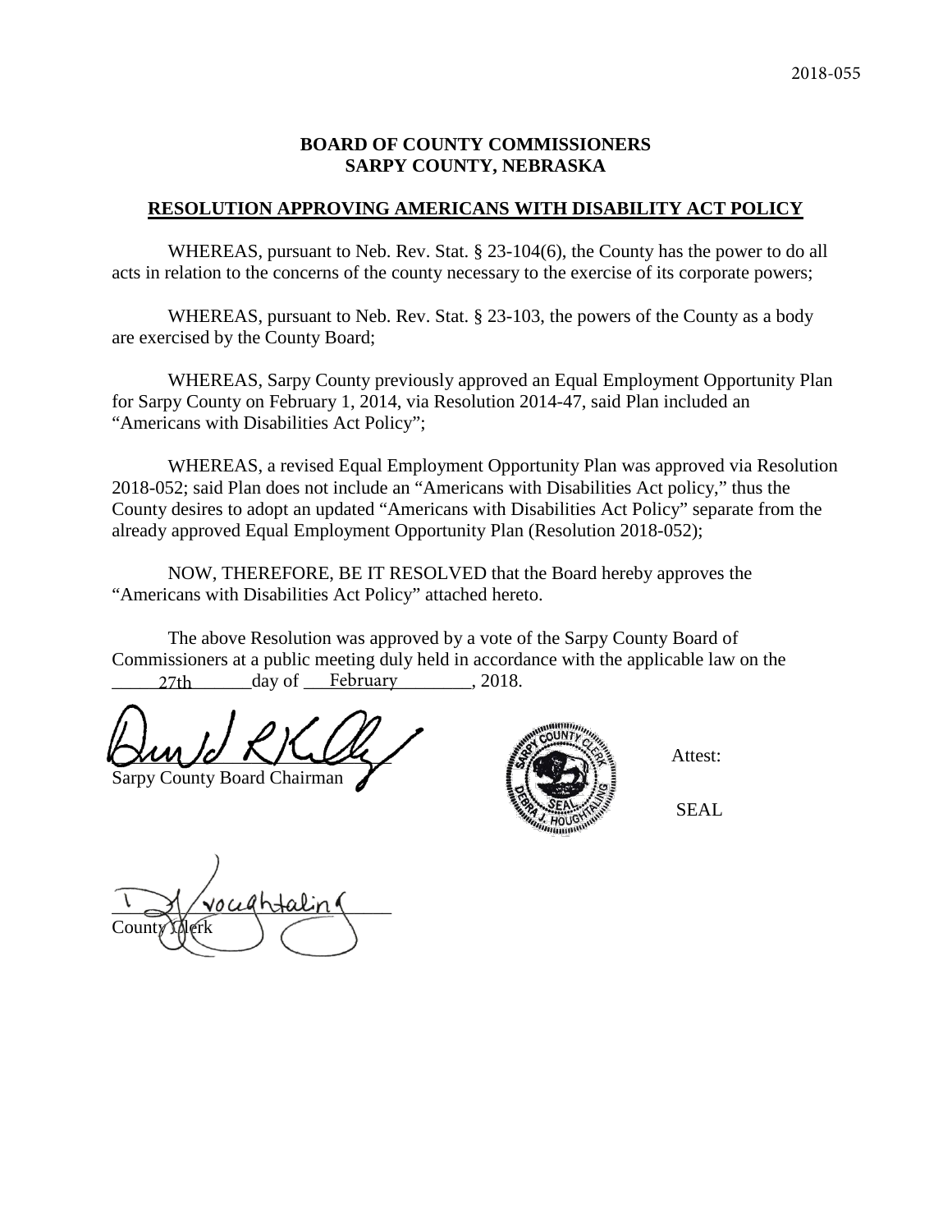2018-055

**BOARD OF COUNTY COMMISSIONERS**
**SARPY COUNTY, NEBRASKA**

**RESOLUTION APPROVING AMERICANS WITH DISABILITY ACT POLICY**

WHEREAS, pursuant to Neb. Rev. Stat. § 23-104(6), the County has the power to do all acts in relation to the concerns of the county necessary to the exercise of its corporate powers;

WHEREAS, pursuant to Neb. Rev. Stat. § 23-103, the powers of the County as a body are exercised by the County Board;

WHEREAS, Sarpy County previously approved an Equal Employment Opportunity Plan for Sarpy County on February 1, 2014, via Resolution 2014-47, said Plan included an "Americans with Disabilities Act Policy";

WHEREAS, a revised Equal Employment Opportunity Plan was approved via Resolution 2018-052; said Plan does not include an "Americans with Disabilities Act policy," thus the County desires to adopt an updated "Americans with Disabilities Act Policy" separate from the already approved Equal Employment Opportunity Plan (Resolution 2018-052);

NOW, THEREFORE, BE IT RESOLVED that the Board hereby approves the "Americans with Disabilities Act Policy" attached hereto.

The above Resolution was approved by a vote of the Sarpy County Board of Commissioners at a public meeting duly held in accordance with the applicable law on the 27th day of February, 2018.

Sarpy County Board Chairman

Attest:

SEAL

County Clerk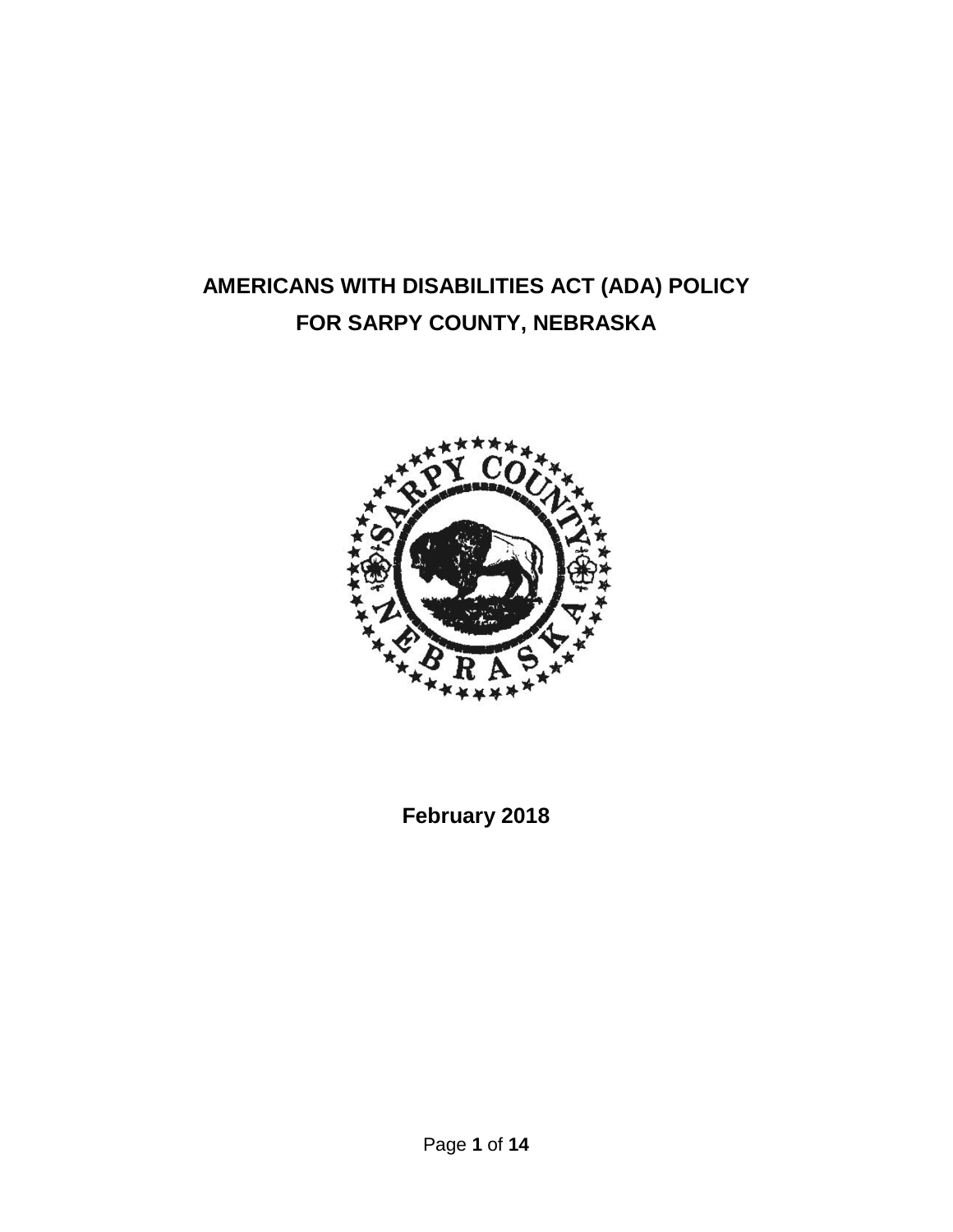# AMERICANS WITH DISABILITIES ACT (ADA) POLICY FOR SARPY COUNTY, NEBRASKA

**February 2018**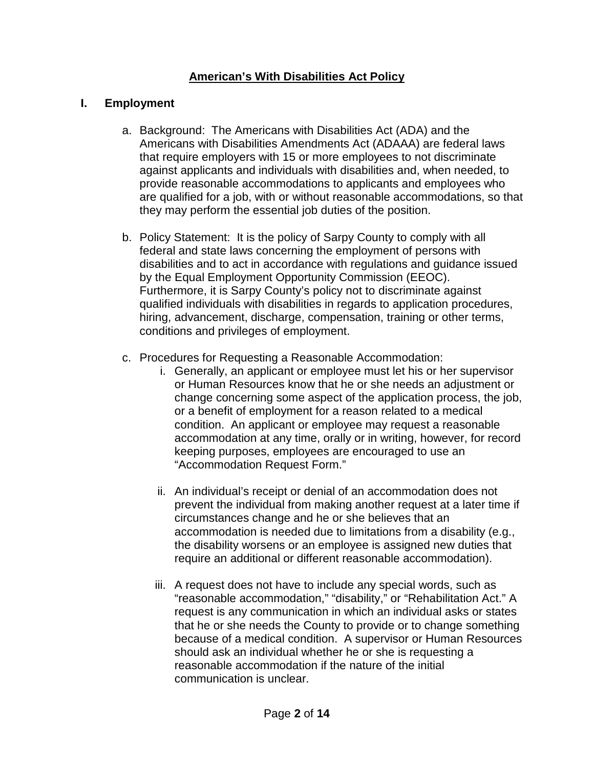# American's With Disabilities Act Policy

## I. Employment

a. Background: The Americans with Disabilities Act (ADA) and the Americans with Disabilities Amendments Act (ADAAA) are federal laws that require employers with 15 or more employees to not discriminate against applicants and individuals with disabilities and, when needed, to provide reasonable accommodations to applicants and employees who are qualified for a job, with or without reasonable accommodations, so that they may perform the essential job duties of the position.

b. Policy Statement: It is the policy of Sarpy County to comply with all federal and state laws concerning the employment of persons with disabilities and to act in accordance with regulations and guidance issued by the Equal Employment Opportunity Commission (EEOC). Furthermore, it is Sarpy County's policy not to discriminate against qualified individuals with disabilities in regards to application procedures, hiring, advancement, discharge, compensation, training or other terms, conditions and privileges of employment.

c. Procedures for Requesting a Reasonable Accommodation:

   i. Generally, an applicant or employee must let his or her supervisor or Human Resources know that he or she needs an adjustment or change concerning some aspect of the application process, the job, or a benefit of employment for a reason related to a medical condition. An applicant or employee may request a reasonable accommodation at any time, orally or in writing, however, for record keeping purposes, employees are encouraged to use an "Accommodation Request Form."

   ii. An individual's receipt or denial of an accommodation does not prevent the individual from making another request at a later time if circumstances change and he or she believes that an accommodation is needed due to limitations from a disability (e.g., the disability worsens or an employee is assigned new duties that require an additional or different reasonable accommodation).

   iii. A request does not have to include any special words, such as "reasonable accommodation," "disability," or "Rehabilitation Act." A request is any communication in which an individual asks or states that he or she needs the County to provide or to change something because of a medical condition. A supervisor or Human Resources should ask an individual whether he or she is requesting a reasonable accommodation if the nature of the initial communication is unclear.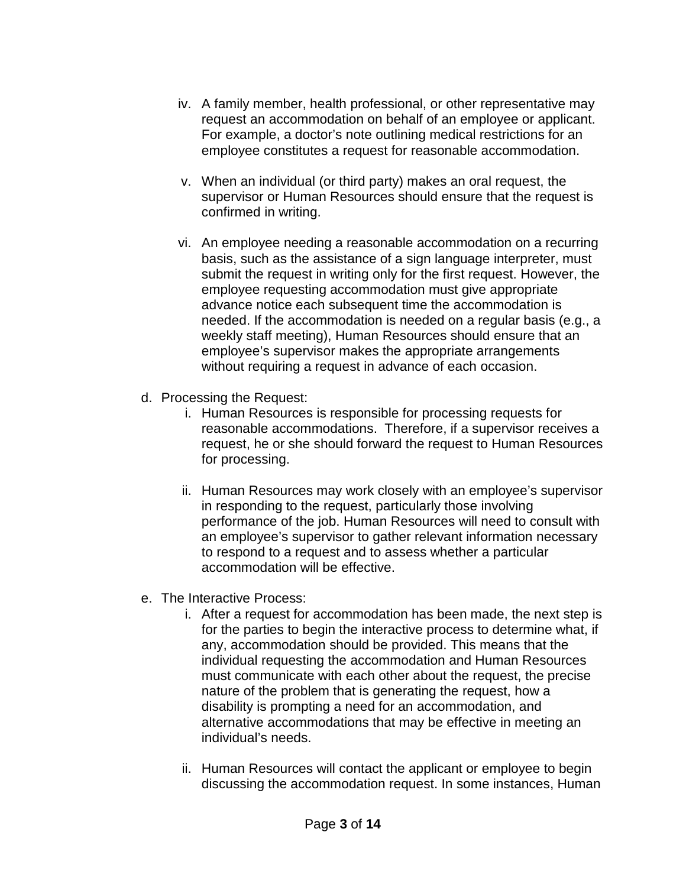iv. A family member, health professional, or other representative may request an accommodation on behalf of an employee or applicant. For example, a doctor's note outlining medical restrictions for an employee constitutes a request for reasonable accommodation.

v. When an individual (or third party) makes an oral request, the supervisor or Human Resources should ensure that the request is confirmed in writing.

vi. An employee needing a reasonable accommodation on a recurring basis, such as the assistance of a sign language interpreter, must submit the request in writing only for the first request. However, the employee requesting accommodation must give appropriate advance notice each subsequent time the accommodation is needed. If the accommodation is needed on a regular basis (e.g., a weekly staff meeting), Human Resources should ensure that an employee's supervisor makes the appropriate arrangements without requiring a request in advance of each occasion.

d. Processing the Request:

i. Human Resources is responsible for processing requests for reasonable accommodations. Therefore, if a supervisor receives a request, he or she should forward the request to Human Resources for processing.

ii. Human Resources may work closely with an employee's supervisor in responding to the request, particularly those involving performance of the job. Human Resources will need to consult with an employee's supervisor to gather relevant information necessary to respond to a request and to assess whether a particular accommodation will be effective.

e. The Interactive Process:

i. After a request for accommodation has been made, the next step is for the parties to begin the interactive process to determine what, if any, accommodation should be provided. This means that the individual requesting the accommodation and Human Resources must communicate with each other about the request, the precise nature of the problem that is generating the request, how a disability is prompting a need for an accommodation, and alternative accommodations that may be effective in meeting an individual's needs.

ii. Human Resources will contact the applicant or employee to begin discussing the accommodation request. In some instances, Human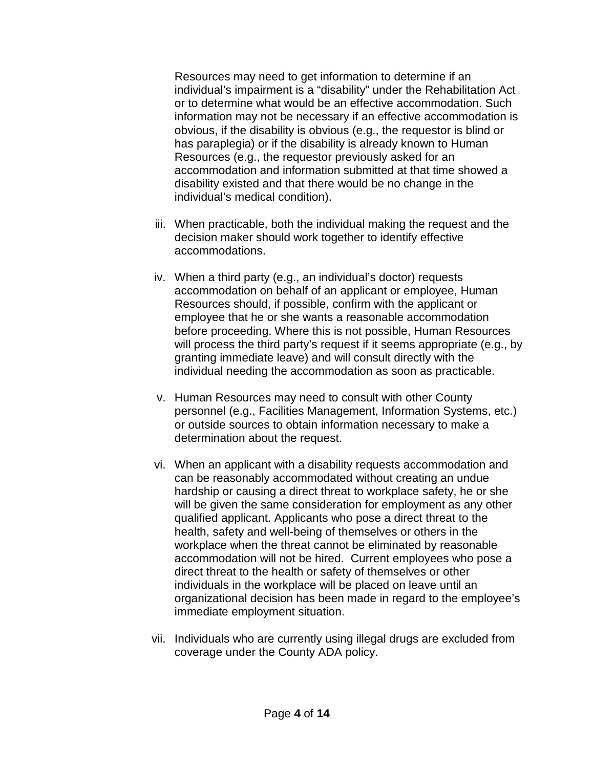Resources may need to get information to determine if an individual's impairment is a "disability" under the Rehabilitation Act or to determine what would be an effective accommodation. Such information may not be necessary if an effective accommodation is obvious, if the disability is obvious (e.g., the requestor is blind or has paraplegia) or if the disability is already known to Human Resources (e.g., the requestor previously asked for an accommodation and information submitted at that time showed a disability existed and that there would be no change in the individual's medical condition).

iii. When practicable, both the individual making the request and the decision maker should work together to identify effective accommodations.

iv. When a third party (e.g., an individual's doctor) requests accommodation on behalf of an applicant or employee, Human Resources should, if possible, confirm with the applicant or employee that he or she wants a reasonable accommodation before proceeding. Where this is not possible, Human Resources will process the third party's request if it seems appropriate (e.g., by granting immediate leave) and will consult directly with the individual needing the accommodation as soon as practicable.

v. Human Resources may need to consult with other County personnel (e.g., Facilities Management, Information Systems, etc.) or outside sources to obtain information necessary to make a determination about the request.

vi. When an applicant with a disability requests accommodation and can be reasonably accommodated without creating an undue hardship or causing a direct threat to workplace safety, he or she will be given the same consideration for employment as any other qualified applicant. Applicants who pose a direct threat to the health, safety and well-being of themselves or others in the workplace when the threat cannot be eliminated by reasonable accommodation will not be hired. Current employees who pose a direct threat to the health or safety of themselves or other individuals in the workplace will be placed on leave until an organizational decision has been made in regard to the employee's immediate employment situation.

vii. Individuals who are currently using illegal drugs are excluded from coverage under the County ADA policy.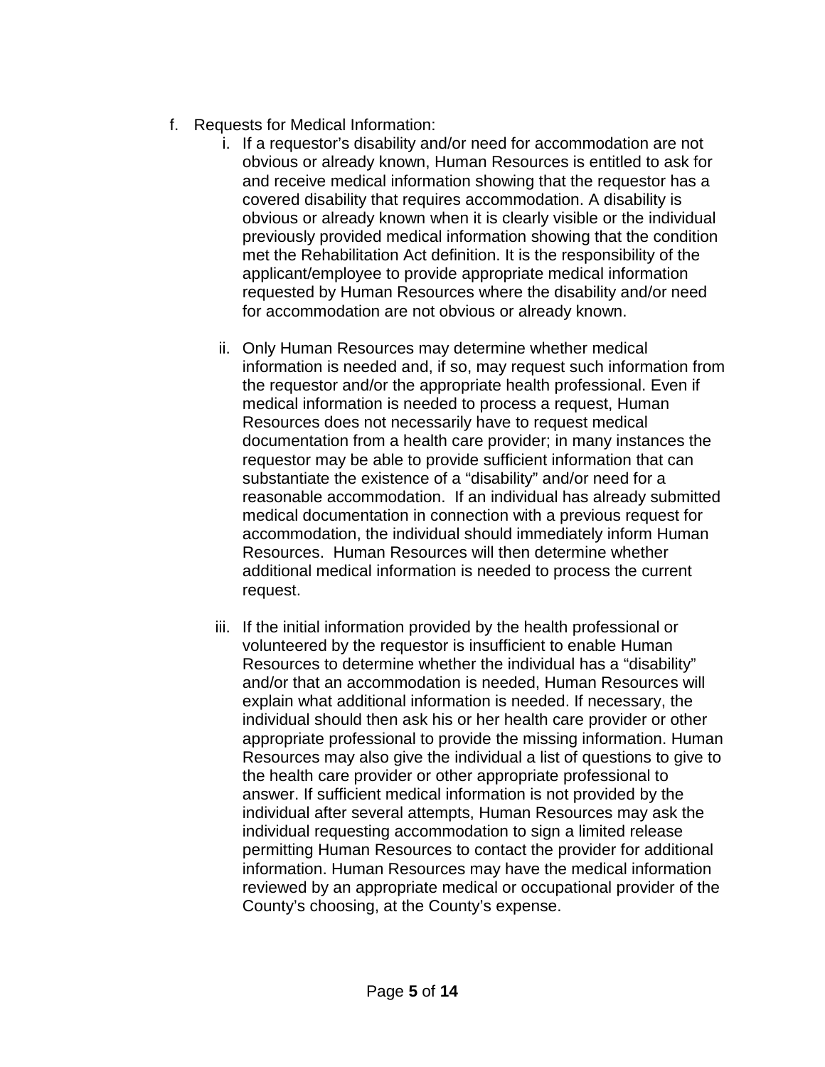f. Requests for Medical Information:

   i. If a requestor's disability and/or need for accommodation are not obvious or already known, Human Resources is entitled to ask for and receive medical information showing that the requestor has a covered disability that requires accommodation. A disability is obvious or already known when it is clearly visible or the individual previously provided medical information showing that the condition met the Rehabilitation Act definition. It is the responsibility of the applicant/employee to provide appropriate medical information requested by Human Resources where the disability and/or need for accommodation are not obvious or already known.

   ii. Only Human Resources may determine whether medical information is needed and, if so, may request such information from the requestor and/or the appropriate health professional. Even if medical information is needed to process a request, Human Resources does not necessarily have to request medical documentation from a health care provider; in many instances the requestor may be able to provide sufficient information that can substantiate the existence of a "disability" and/or need for a reasonable accommodation. If an individual has already submitted medical documentation in connection with a previous request for accommodation, the individual should immediately inform Human Resources. Human Resources will then determine whether additional medical information is needed to process the current request.

   iii. If the initial information provided by the health professional or volunteered by the requestor is insufficient to enable Human Resources to determine whether the individual has a "disability" and/or that an accommodation is needed, Human Resources will explain what additional information is needed. If necessary, the individual should then ask his or her health care provider or other appropriate professional to provide the missing information. Human Resources may also give the individual a list of questions to give to the health care provider or other appropriate professional to answer. If sufficient medical information is not provided by the individual after several attempts, Human Resources may ask the individual requesting accommodation to sign a limited release permitting Human Resources to contact the provider for additional information. Human Resources may have the medical information reviewed by an appropriate medical or occupational provider of the County's choosing, at the County's expense.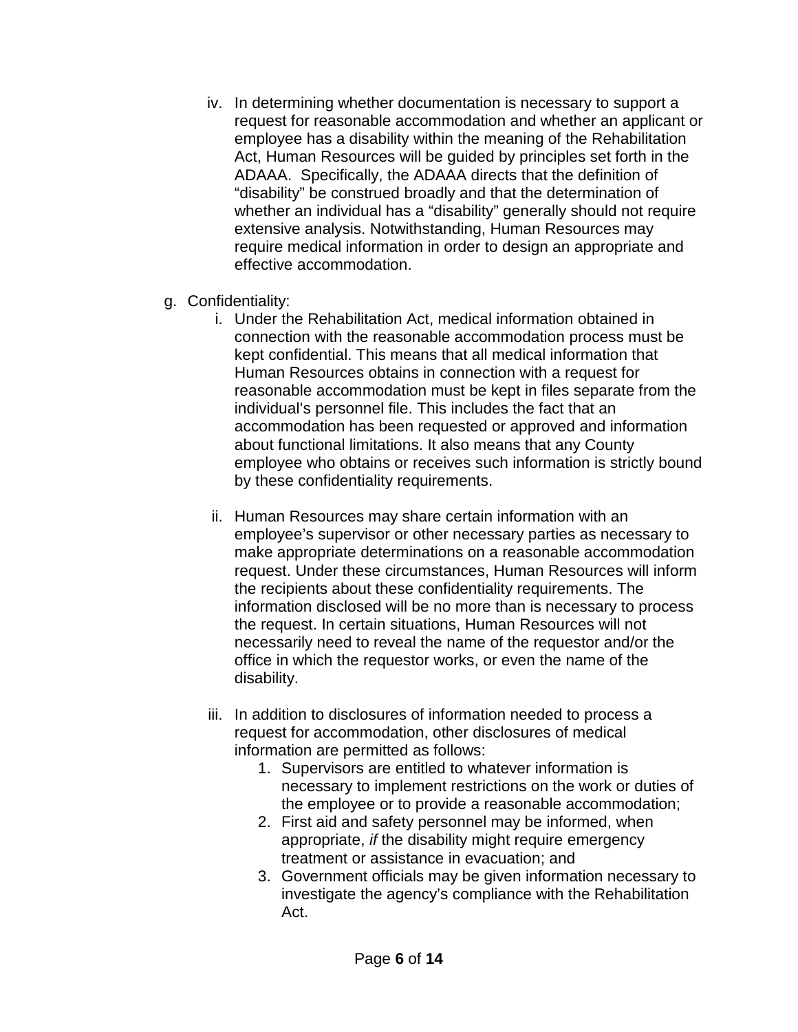iv. In determining whether documentation is necessary to support a request for reasonable accommodation and whether an applicant or employee has a disability within the meaning of the Rehabilitation Act, Human Resources will be guided by principles set forth in the ADAAA. Specifically, the ADAAA directs that the definition of "disability" be construed broadly and that the determination of whether an individual has a "disability" generally should not require extensive analysis. Notwithstanding, Human Resources may require medical information in order to design an appropriate and effective accommodation.

g. Confidentiality:

i. Under the Rehabilitation Act, medical information obtained in connection with the reasonable accommodation process must be kept confidential. This means that all medical information that Human Resources obtains in connection with a request for reasonable accommodation must be kept in files separate from the individual's personnel file. This includes the fact that an accommodation has been requested or approved and information about functional limitations. It also means that any County employee who obtains or receives such information is strictly bound by these confidentiality requirements.

ii. Human Resources may share certain information with an employee's supervisor or other necessary parties as necessary to make appropriate determinations on a reasonable accommodation request. Under these circumstances, Human Resources will inform the recipients about these confidentiality requirements. The information disclosed will be no more than is necessary to process the request. In certain situations, Human Resources will not necessarily need to reveal the name of the requestor and/or the office in which the requestor works, or even the name of the disability.

iii. In addition to disclosures of information needed to process a request for accommodation, other disclosures of medical information are permitted as follows:

1. Supervisors are entitled to whatever information is necessary to implement restrictions on the work or duties of the employee or to provide a reasonable accommodation;
2. First aid and safety personnel may be informed, when appropriate, *if* the disability might require emergency treatment or assistance in evacuation; and
3. Government officials may be given information necessary to investigate the agency's compliance with the Rehabilitation Act.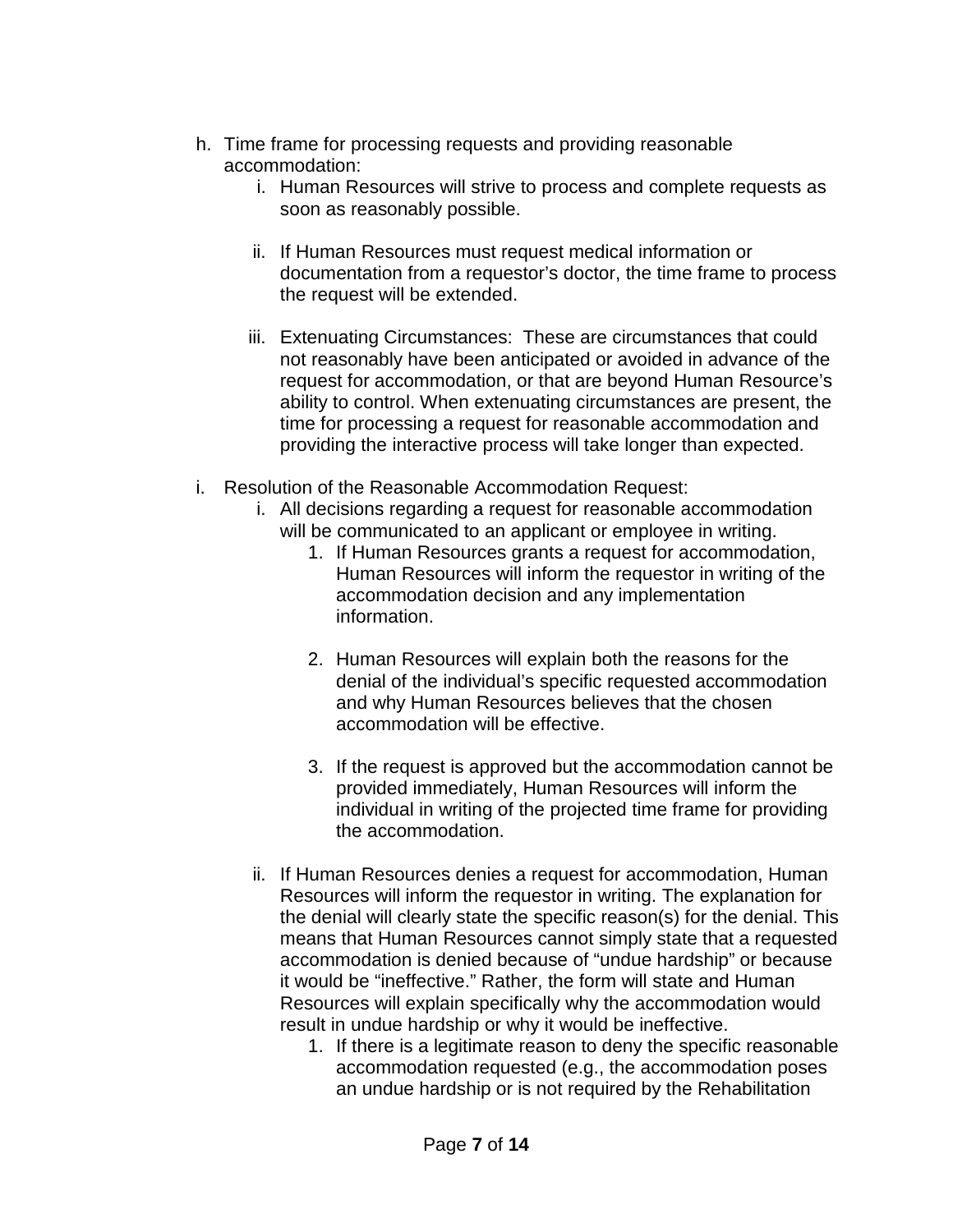h. Time frame for processing requests and providing reasonable accommodation:

    i. Human Resources will strive to process and complete requests as soon as reasonably possible.

    ii. If Human Resources must request medical information or documentation from a requestor's doctor, the time frame to process the request will be extended.

    iii. Extenuating Circumstances: These are circumstances that could not reasonably have been anticipated or avoided in advance of the request for accommodation, or that are beyond Human Resource's ability to control. When extenuating circumstances are present, the time for processing a request for reasonable accommodation and providing the interactive process will take longer than expected.

i. Resolution of the Reasonable Accommodation Request:

    i. All decisions regarding a request for reasonable accommodation will be communicated to an applicant or employee in writing.

        1. If Human Resources grants a request for accommodation, Human Resources will inform the requestor in writing of the accommodation decision and any implementation information.

        2. Human Resources will explain both the reasons for the denial of the individual's specific requested accommodation and why Human Resources believes that the chosen accommodation will be effective.

        3. If the request is approved but the accommodation cannot be provided immediately, Human Resources will inform the individual in writing of the projected time frame for providing the accommodation.

    ii. If Human Resources denies a request for accommodation, Human Resources will inform the requestor in writing. The explanation for the denial will clearly state the specific reason(s) for the denial. This means that Human Resources cannot simply state that a requested accommodation is denied because of "undue hardship" or because it would be "ineffective." Rather, the form will state and Human Resources will explain specifically why the accommodation would result in undue hardship or why it would be ineffective.

        1. If there is a legitimate reason to deny the specific reasonable accommodation requested (e.g., the accommodation poses an undue hardship or is not required by the Rehabilitation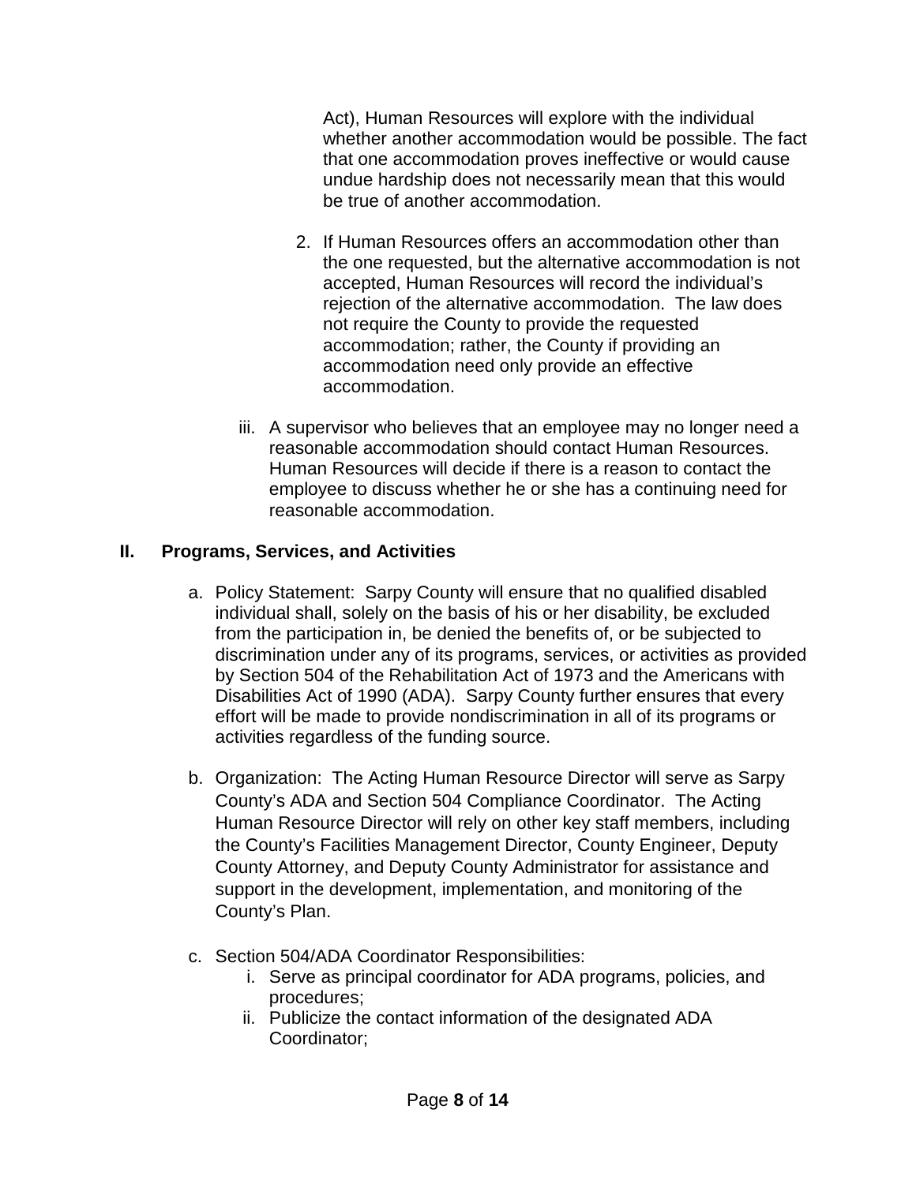Act), Human Resources will explore with the individual whether another accommodation would be possible. The fact that one accommodation proves ineffective or would cause undue hardship does not necessarily mean that this would be true of another accommodation.

2. If Human Resources offers an accommodation other than the one requested, but the alternative accommodation is not accepted, Human Resources will record the individual's rejection of the alternative accommodation. The law does not require the County to provide the requested accommodation; rather, the County if providing an accommodation need only provide an effective accommodation.

iii. A supervisor who believes that an employee may no longer need a reasonable accommodation should contact Human Resources. Human Resources will decide if there is a reason to contact the employee to discuss whether he or she has a continuing need for reasonable accommodation.

## II. Programs, Services, and Activities

a. Policy Statement: Sarpy County will ensure that no qualified disabled individual shall, solely on the basis of his or her disability, be excluded from the participation in, be denied the benefits of, or be subjected to discrimination under any of its programs, services, or activities as provided by Section 504 of the Rehabilitation Act of 1973 and the Americans with Disabilities Act of 1990 (ADA). Sarpy County further ensures that every effort will be made to provide nondiscrimination in all of its programs or activities regardless of the funding source.

b. Organization: The Acting Human Resource Director will serve as Sarpy County's ADA and Section 504 Compliance Coordinator. The Acting Human Resource Director will rely on other key staff members, including the County's Facilities Management Director, County Engineer, Deputy County Attorney, and Deputy County Administrator for assistance and support in the development, implementation, and monitoring of the County's Plan.

c. Section 504/ADA Coordinator Responsibilities:
   i. Serve as principal coordinator for ADA programs, policies, and procedures;
   ii. Publicize the contact information of the designated ADA Coordinator;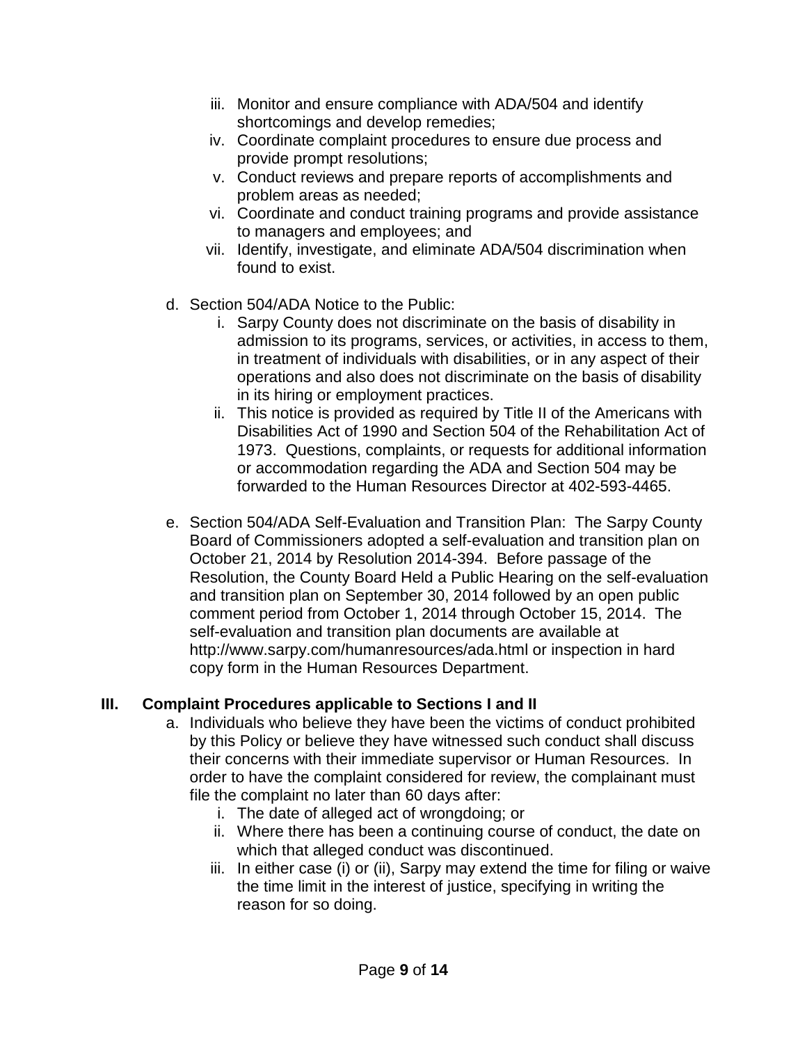iii. Monitor and ensure compliance with ADA/504 and identify shortcomings and develop remedies;
iv. Coordinate complaint procedures to ensure due process and provide prompt resolutions;
v. Conduct reviews and prepare reports of accomplishments and problem areas as needed;
vi. Coordinate and conduct training programs and provide assistance to managers and employees; and
vii. Identify, investigate, and eliminate ADA/504 discrimination when found to exist.

d. Section 504/ADA Notice to the Public:
   i. Sarpy County does not discriminate on the basis of disability in admission to its programs, services, or activities, in access to them, in treatment of individuals with disabilities, or in any aspect of their operations and also does not discriminate on the basis of disability in its hiring or employment practices.
   ii. This notice is provided as required by Title II of the Americans with Disabilities Act of 1990 and Section 504 of the Rehabilitation Act of 1973. Questions, complaints, or requests for additional information or accommodation regarding the ADA and Section 504 may be forwarded to the Human Resources Director at 402-593-4465.

e. Section 504/ADA Self-Evaluation and Transition Plan: The Sarpy County Board of Commissioners adopted a self-evaluation and transition plan on October 21, 2014 by Resolution 2014-394. Before passage of the Resolution, the County Board Held a Public Hearing on the self-evaluation and transition plan on September 30, 2014 followed by an open public comment period from October 1, 2014 through October 15, 2014. The self-evaluation and transition plan documents are available at http://www.sarpy.com/humanresources/ada.html or inspection in hard copy form in the Human Resources Department.

## III. Complaint Procedures applicable to Sections I and II

a. Individuals who believe they have been the victims of conduct prohibited by this Policy or believe they have witnessed such conduct shall discuss their concerns with their immediate supervisor or Human Resources. In order to have the complaint considered for review, the complainant must file the complaint no later than 60 days after:
   i. The date of alleged act of wrongdoing; or
   ii. Where there has been a continuing course of conduct, the date on which that alleged conduct was discontinued.
   iii. In either case (i) or (ii), Sarpy may extend the time for filing or waive the time limit in the interest of justice, specifying in writing the reason for so doing.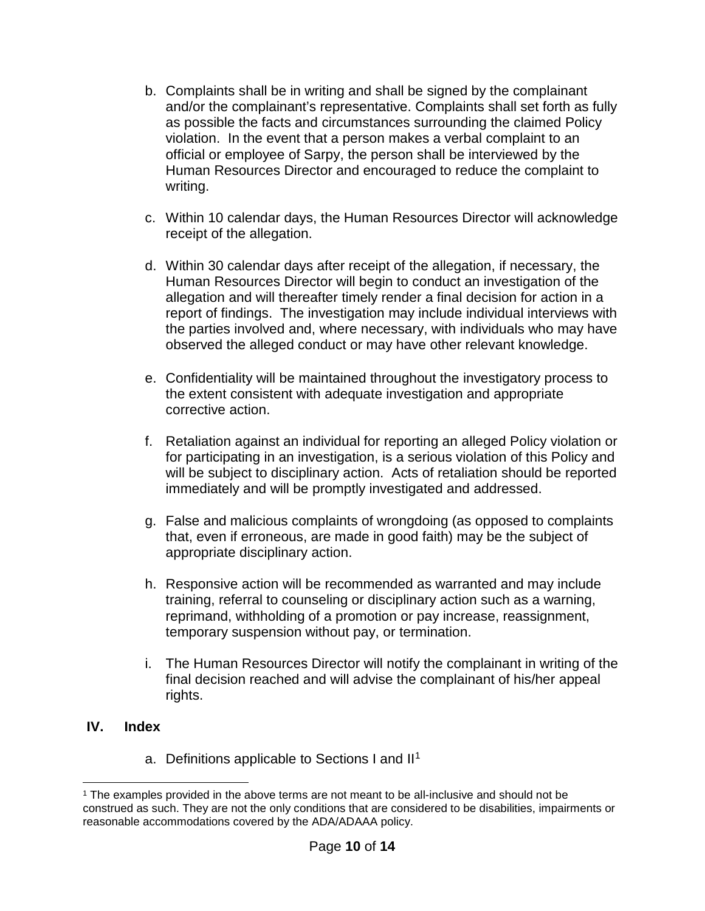b. Complaints shall be in writing and shall be signed by the complainant and/or the complainant's representative. Complaints shall set forth as fully as possible the facts and circumstances surrounding the claimed Policy violation. In the event that a person makes a verbal complaint to an official or employee of Sarpy, the person shall be interviewed by the Human Resources Director and encouraged to reduce the complaint to writing.

c. Within 10 calendar days, the Human Resources Director will acknowledge receipt of the allegation.

d. Within 30 calendar days after receipt of the allegation, if necessary, the Human Resources Director will begin to conduct an investigation of the allegation and will thereafter timely render a final decision for action in a report of findings. The investigation may include individual interviews with the parties involved and, where necessary, with individuals who may have observed the alleged conduct or may have other relevant knowledge.

e. Confidentiality will be maintained throughout the investigatory process to the extent consistent with adequate investigation and appropriate corrective action.

f. Retaliation against an individual for reporting an alleged Policy violation or for participating in an investigation, is a serious violation of this Policy and will be subject to disciplinary action. Acts of retaliation should be reported immediately and will be promptly investigated and addressed.

g. False and malicious complaints of wrongdoing (as opposed to complaints that, even if erroneous, are made in good faith) may be the subject of appropriate disciplinary action.

h. Responsive action will be recommended as warranted and may include training, referral to counseling or disciplinary action such as a warning, reprimand, withholding of a promotion or pay increase, reassignment, temporary suspension without pay, or termination.

i. The Human Resources Director will notify the complainant in writing of the final decision reached and will advise the complainant of his/her appeal rights.

## IV. Index

a. Definitions applicable to Sections I and II[1]

[1] The examples provided in the above terms are not meant to be all-inclusive and should not be construed as such. They are not the only conditions that are considered to be disabilities, impairments or reasonable accommodations covered by the ADA/ADAAA policy.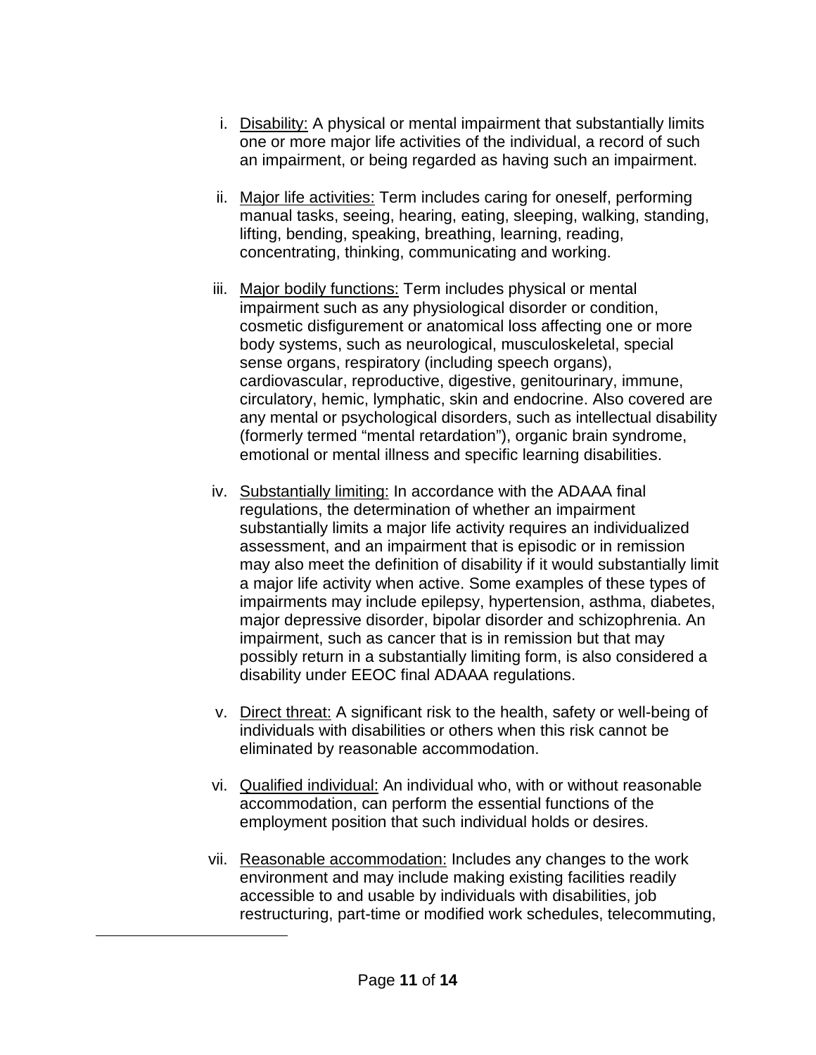i. <u>Disability:</u> A physical or mental impairment that substantially limits one or more major life activities of the individual, a record of such an impairment, or being regarded as having such an impairment.

ii. <u>Major life activities:</u> Term includes caring for oneself, performing manual tasks, seeing, hearing, eating, sleeping, walking, standing, lifting, bending, speaking, breathing, learning, reading, concentrating, thinking, communicating and working.

iii. <u>Major bodily functions:</u> Term includes physical or mental impairment such as any physiological disorder or condition, cosmetic disfigurement or anatomical loss affecting one or more body systems, such as neurological, musculoskeletal, special sense organs, respiratory (including speech organs), cardiovascular, reproductive, digestive, genitourinary, immune, circulatory, hemic, lymphatic, skin and endocrine. Also covered are any mental or psychological disorders, such as intellectual disability (formerly termed "mental retardation"), organic brain syndrome, emotional or mental illness and specific learning disabilities.

iv. <u>Substantially limiting:</u> In accordance with the ADAAA final regulations, the determination of whether an impairment substantially limits a major life activity requires an individualized assessment, and an impairment that is episodic or in remission may also meet the definition of disability if it would substantially limit a major life activity when active. Some examples of these types of impairments may include epilepsy, hypertension, asthma, diabetes, major depressive disorder, bipolar disorder and schizophrenia. An impairment, such as cancer that is in remission but that may possibly return in a substantially limiting form, is also considered a disability under EEOC final ADAAA regulations.

v. <u>Direct threat:</u> A significant risk to the health, safety or well-being of individuals with disabilities or others when this risk cannot be eliminated by reasonable accommodation.

vi. <u>Qualified individual:</u> An individual who, with or without reasonable accommodation, can perform the essential functions of the employment position that such individual holds or desires.

vii. <u>Reasonable accommodation:</u> Includes any changes to the work environment and may include making existing facilities readily accessible to and usable by individuals with disabilities, job restructuring, part-time or modified work schedules, telecommuting,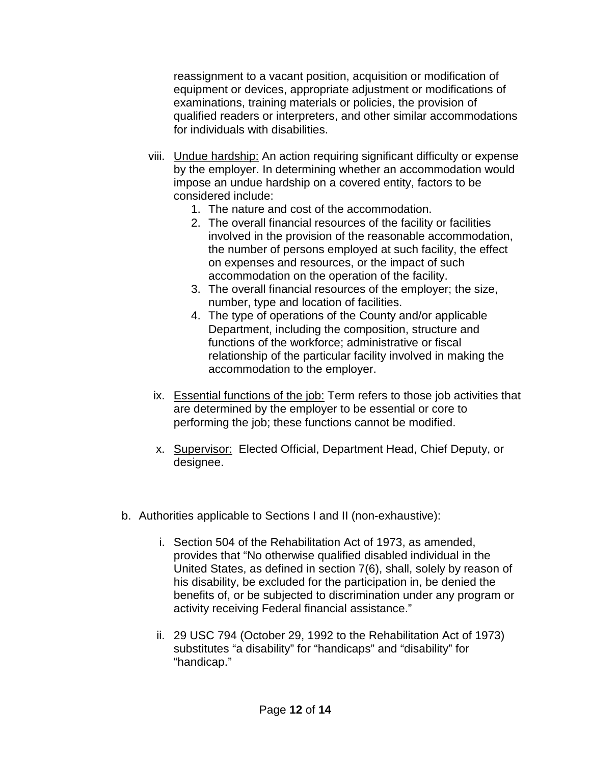reassignment to a vacant position, acquisition or modification of equipment or devices, appropriate adjustment or modifications of examinations, training materials or policies, the provision of qualified readers or interpreters, and other similar accommodations for individuals with disabilities.

viii. Undue hardship: An action requiring significant difficulty or expense by the employer. In determining whether an accommodation would impose an undue hardship on a covered entity, factors to be considered include:
   1. The nature and cost of the accommodation.
   2. The overall financial resources of the facility or facilities involved in the provision of the reasonable accommodation, the number of persons employed at such facility, the effect on expenses and resources, or the impact of such accommodation on the operation of the facility.
   3. The overall financial resources of the employer; the size, number, type and location of facilities.
   4. The type of operations of the County and/or applicable Department, including the composition, structure and functions of the workforce; administrative or fiscal relationship of the particular facility involved in making the accommodation to the employer.

ix. Essential functions of the job: Term refers to those job activities that are determined by the employer to be essential or core to performing the job; these functions cannot be modified.

x. Supervisor: Elected Official, Department Head, Chief Deputy, or designee.

b. Authorities applicable to Sections I and II (non-exhaustive):

   i. Section 504 of the Rehabilitation Act of 1973, as amended, provides that "No otherwise qualified disabled individual in the United States, as defined in section 7(6), shall, solely by reason of his disability, be excluded for the participation in, be denied the benefits of, or be subjected to discrimination under any program or activity receiving Federal financial assistance."

   ii. 29 USC 794 (October 29, 1992 to the Rehabilitation Act of 1973) substitutes "a disability" for "handicaps" and "disability" for "handicap."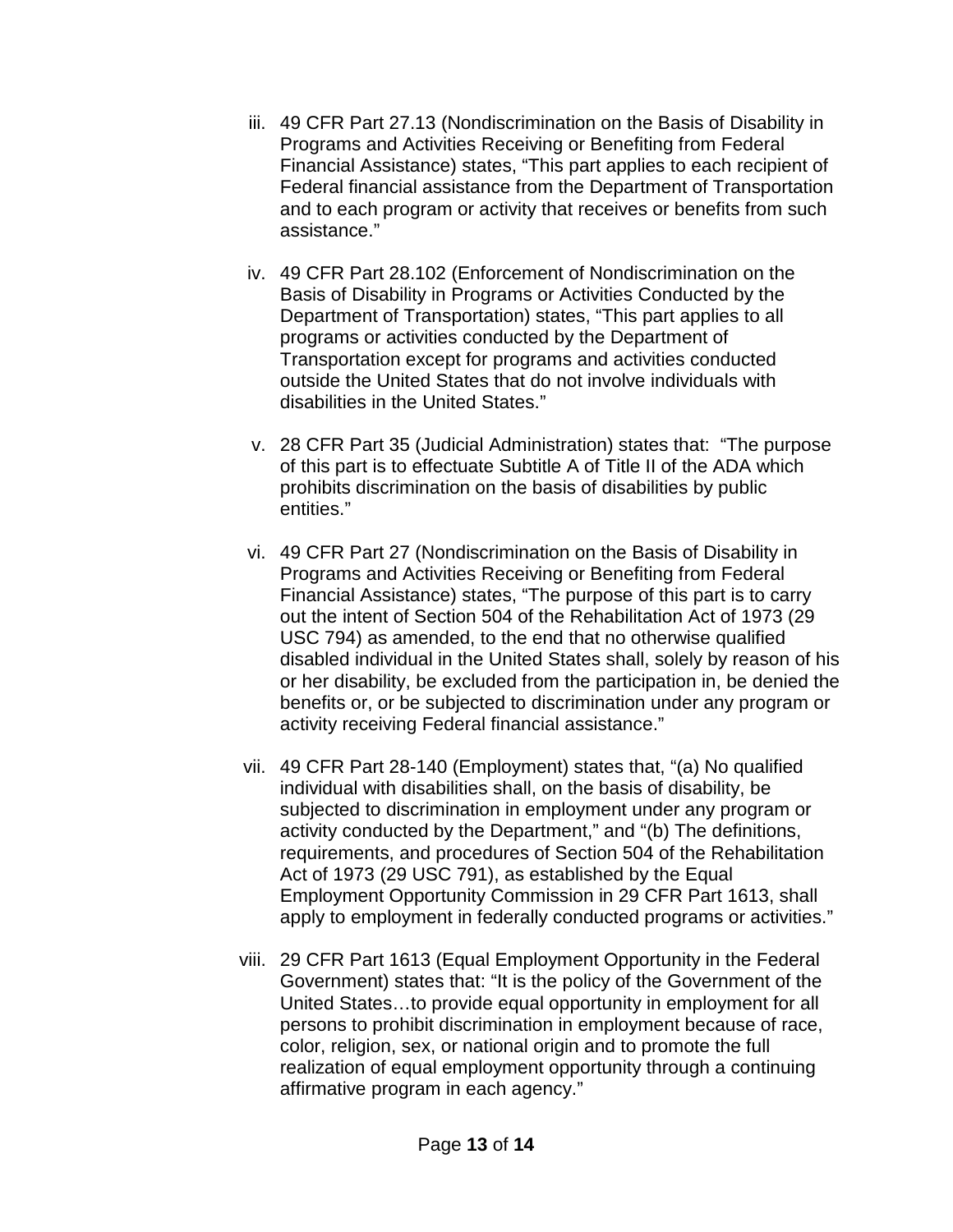iii. 49 CFR Part 27.13 (Nondiscrimination on the Basis of Disability in Programs and Activities Receiving or Benefiting from Federal Financial Assistance) states, "This part applies to each recipient of Federal financial assistance from the Department of Transportation and to each program or activity that receives or benefits from such assistance."

iv. 49 CFR Part 28.102 (Enforcement of Nondiscrimination on the Basis of Disability in Programs or Activities Conducted by the Department of Transportation) states, "This part applies to all programs or activities conducted by the Department of Transportation except for programs and activities conducted outside the United States that do not involve individuals with disabilities in the United States."

v. 28 CFR Part 35 (Judicial Administration) states that: "The purpose of this part is to effectuate Subtitle A of Title II of the ADA which prohibits discrimination on the basis of disabilities by public entities."

vi. 49 CFR Part 27 (Nondiscrimination on the Basis of Disability in Programs and Activities Receiving or Benefiting from Federal Financial Assistance) states, "The purpose of this part is to carry out the intent of Section 504 of the Rehabilitation Act of 1973 (29 USC 794) as amended, to the end that no otherwise qualified disabled individual in the United States shall, solely by reason of his or her disability, be excluded from the participation in, be denied the benefits or, or be subjected to discrimination under any program or activity receiving Federal financial assistance."

vii. 49 CFR Part 28-140 (Employment) states that, "(a) No qualified individual with disabilities shall, on the basis of disability, be subjected to discrimination in employment under any program or activity conducted by the Department," and "(b) The definitions, requirements, and procedures of Section 504 of the Rehabilitation Act of 1973 (29 USC 791), as established by the Equal Employment Opportunity Commission in 29 CFR Part 1613, shall apply to employment in federally conducted programs or activities."

viii. 29 CFR Part 1613 (Equal Employment Opportunity in the Federal Government) states that: "It is the policy of the Government of the United States…to provide equal opportunity in employment for all persons to prohibit discrimination in employment because of race, color, religion, sex, or national origin and to promote the full realization of equal employment opportunity through a continuing affirmative program in each agency."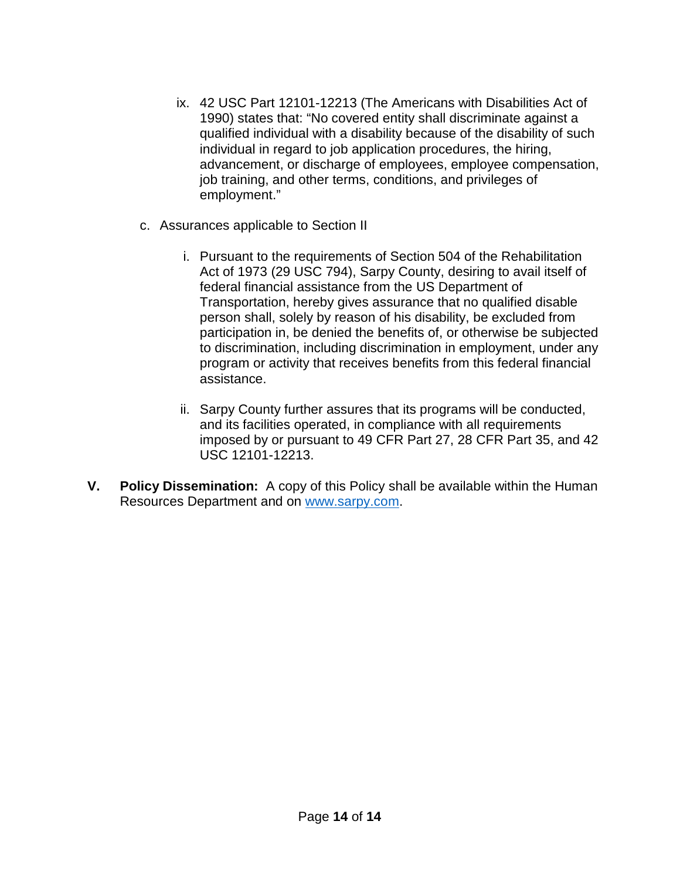ix. 42 USC Part 12101-12213 (The Americans with Disabilities Act of 1990) states that: "No covered entity shall discriminate against a qualified individual with a disability because of the disability of such individual in regard to job application procedures, the hiring, advancement, or discharge of employees, employee compensation, job training, and other terms, conditions, and privileges of employment."

c. Assurances applicable to Section II

i. Pursuant to the requirements of Section 504 of the Rehabilitation Act of 1973 (29 USC 794), Sarpy County, desiring to avail itself of federal financial assistance from the US Department of Transportation, hereby gives assurance that no qualified disable person shall, solely by reason of his disability, be excluded from participation in, be denied the benefits of, or otherwise be subjected to discrimination, including discrimination in employment, under any program or activity that receives benefits from this federal financial assistance.

ii. Sarpy County further assures that its programs will be conducted, and its facilities operated, in compliance with all requirements imposed by or pursuant to 49 CFR Part 27, 28 CFR Part 35, and 42 USC 12101-12213.

**V. Policy Dissemination:** A copy of this Policy shall be available within the Human Resources Department and on [www.sarpy.com](http://www.sarpy.com).